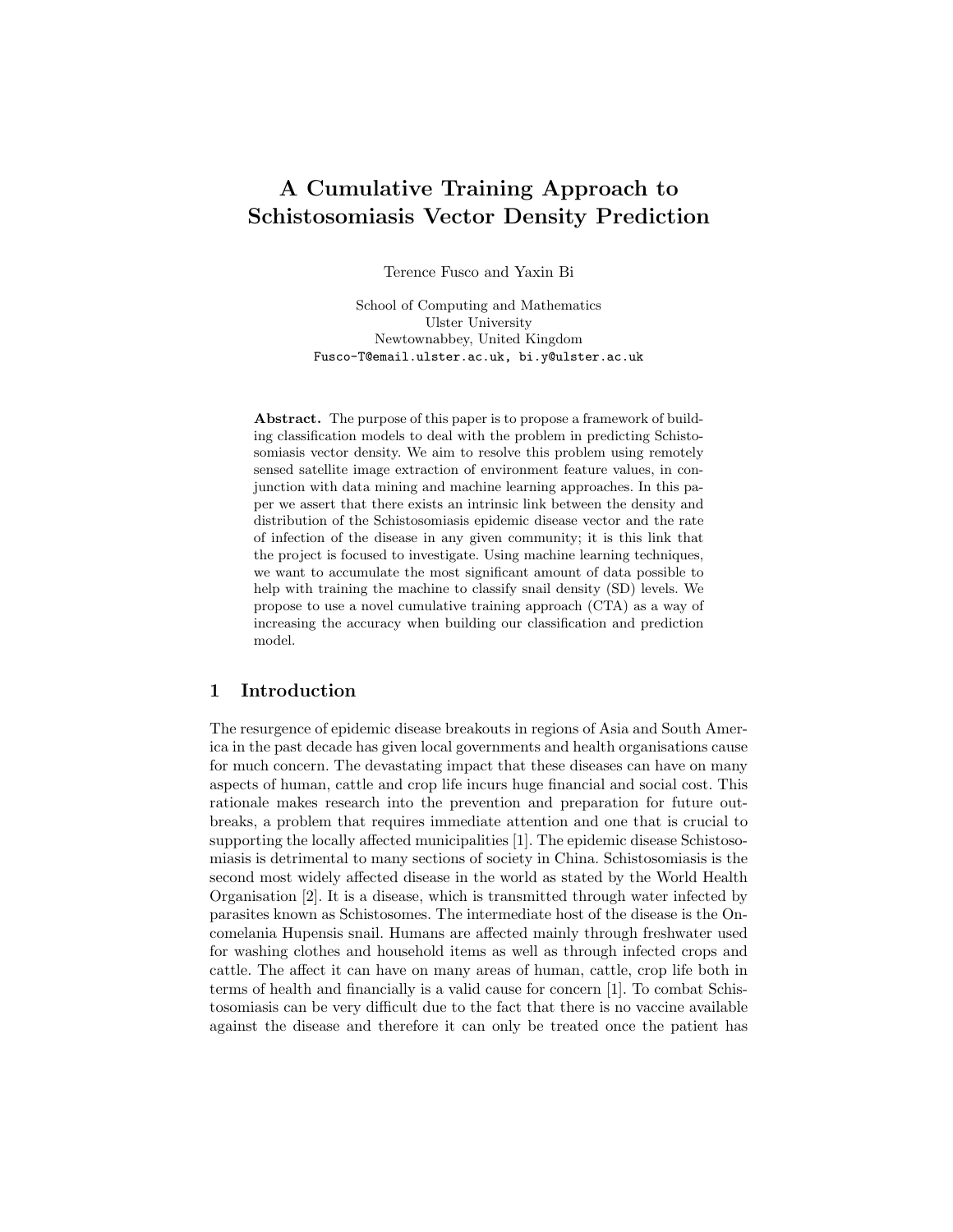# A Cumulative Training Approach to Schistosomiasis Vector Density Prediction

Terence Fusco and Yaxin Bi

School of Computing and Mathematics
Ulster University
Newtownabbey, United Kingdom
Fusco-T@email.ulster.ac.uk, bi.y@ulster.ac.uk

**Abstract.** The purpose of this paper is to propose a framework of building classification models to deal with the problem in predicting Schistosomiasis vector density. We aim to resolve this problem using remotely sensed satellite image extraction of environment feature values, in conjunction with data mining and machine learning approaches. In this paper we assert that there exists an intrinsic link between the density and distribution of the Schistosomiasis epidemic disease vector and the rate of infection of the disease in any given community; it is this link that the project is focused to investigate. Using machine learning techniques, we want to accumulate the most significant amount of data possible to help with training the machine to classify snail density (SD) levels. We propose to use a novel cumulative training approach (CTA) as a way of increasing the accuracy when building our classification and prediction model.

## 1 Introduction

The resurgence of epidemic disease breakouts in regions of Asia and South America in the past decade has given local governments and health organisations cause for much concern. The devastating impact that these diseases can have on many aspects of human, cattle and crop life incurs huge financial and social cost. This rationale makes research into the prevention and preparation for future outbreaks, a problem that requires immediate attention and one that is crucial to supporting the locally affected municipalities [1]. The epidemic disease Schistosomiasis is detrimental to many sections of society in China. Schistosomiasis is the second most widely affected disease in the world as stated by the World Health Organisation [2]. It is a disease, which is transmitted through water infected by parasites known as Schistosomes. The intermediate host of the disease is the Oncomelania Hupensis snail. Humans are affected mainly through freshwater used for washing clothes and household items as well as through infected crops and cattle. The affect it can have on many areas of human, cattle, crop life both in terms of health and financially is a valid cause for concern [1]. To combat Schistosomiasis can be very difficult due to the fact that there is no vaccine available against the disease and therefore it can only be treated once the patient has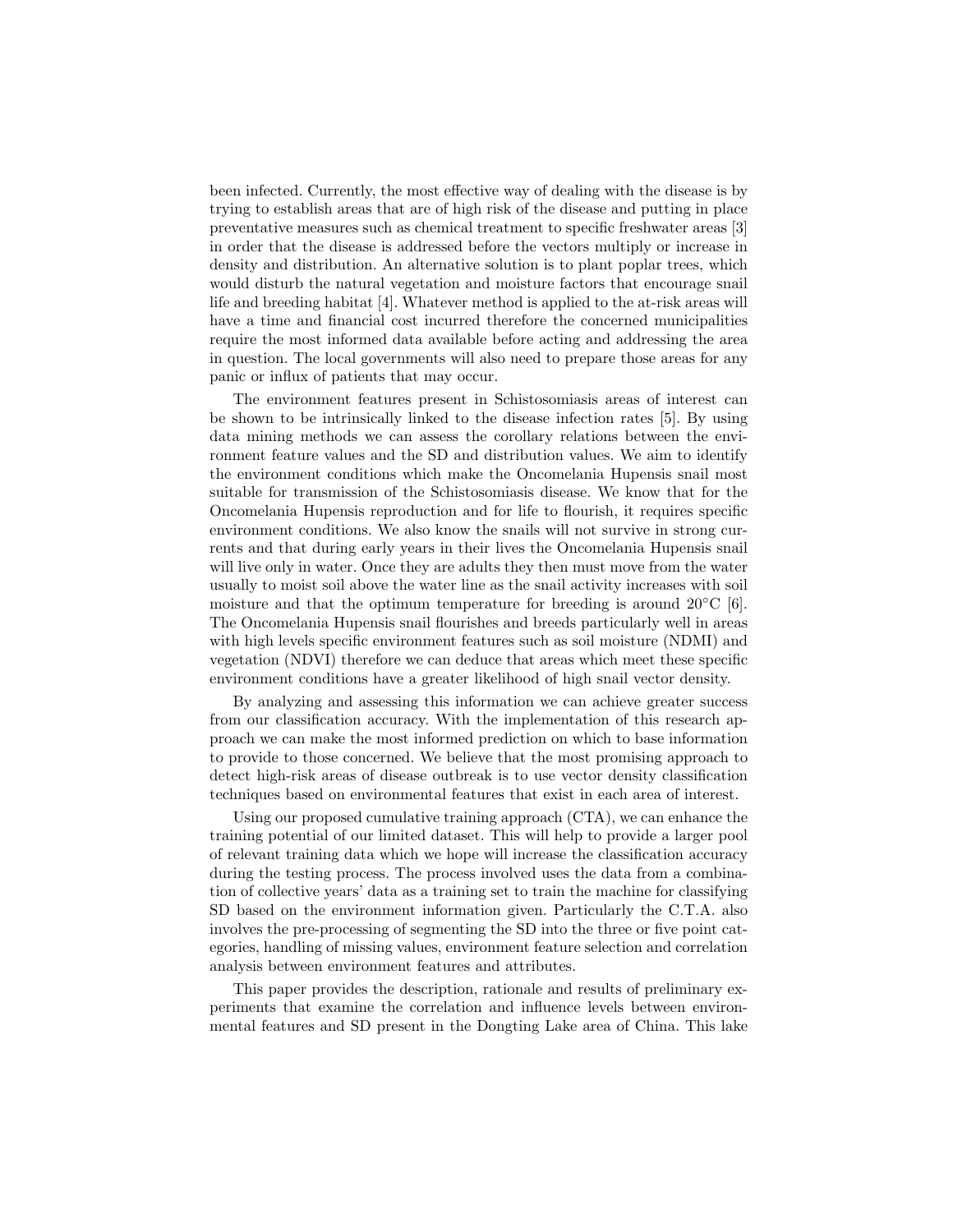been infected. Currently, the most effective way of dealing with the disease is by trying to establish areas that are of high risk of the disease and putting in place preventative measures such as chemical treatment to specific freshwater areas [3] in order that the disease is addressed before the vectors multiply or increase in density and distribution. An alternative solution is to plant poplar trees, which would disturb the natural vegetation and moisture factors that encourage snail life and breeding habitat [4]. Whatever method is applied to the at-risk areas will have a time and financial cost incurred therefore the concerned municipalities require the most informed data available before acting and addressing the area in question. The local governments will also need to prepare those areas for any panic or influx of patients that may occur.

The environment features present in Schistosomiasis areas of interest can be shown to be intrinsically linked to the disease infection rates [5]. By using data mining methods we can assess the corollary relations between the environment feature values and the SD and distribution values. We aim to identify the environment conditions which make the Oncomelania Hupensis snail most suitable for transmission of the Schistosomiasis disease. We know that for the Oncomelania Hupensis reproduction and for life to flourish, it requires specific environment conditions. We also know the snails will not survive in strong currents and that during early years in their lives the Oncomelania Hupensis snail will live only in water. Once they are adults they then must move from the water usually to moist soil above the water line as the snail activity increases with soil moisture and that the optimum temperature for breeding is around 20°C [6]. The Oncomelania Hupensis snail flourishes and breeds particularly well in areas with high levels specific environment features such as soil moisture (NDMI) and vegetation (NDVI) therefore we can deduce that areas which meet these specific environment conditions have a greater likelihood of high snail vector density.

By analyzing and assessing this information we can achieve greater success from our classification accuracy. With the implementation of this research approach we can make the most informed prediction on which to base information to provide to those concerned. We believe that the most promising approach to detect high-risk areas of disease outbreak is to use vector density classification techniques based on environmental features that exist in each area of interest.

Using our proposed cumulative training approach (CTA), we can enhance the training potential of our limited dataset. This will help to provide a larger pool of relevant training data which we hope will increase the classification accuracy during the testing process. The process involved uses the data from a combination of collective years' data as a training set to train the machine for classifying SD based on the environment information given. Particularly the C.T.A. also involves the pre-processing of segmenting the SD into the three or five point categories, handling of missing values, environment feature selection and correlation analysis between environment features and attributes.

This paper provides the description, rationale and results of preliminary experiments that examine the correlation and influence levels between environmental features and SD present in the Dongting Lake area of China. This lake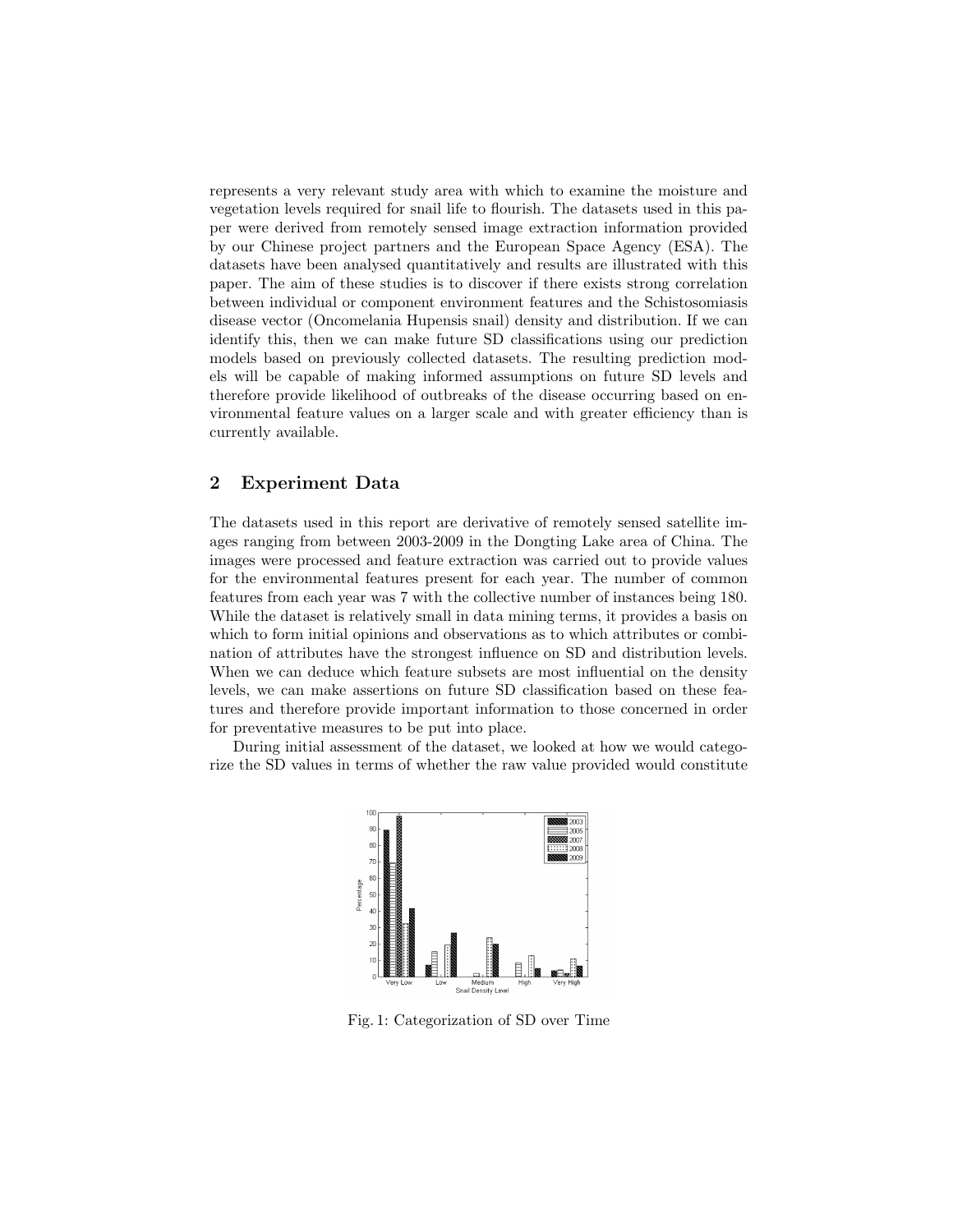represents a very relevant study area with which to examine the moisture and vegetation levels required for snail life to flourish. The datasets used in this paper were derived from remotely sensed image extraction information provided by our Chinese project partners and the European Space Agency (ESA). The datasets have been analysed quantitatively and results are illustrated with this paper. The aim of these studies is to discover if there exists strong correlation between individual or component environment features and the Schistosomiasis disease vector (Oncomelania Hupensis snail) density and distribution. If we can identify this, then we can make future SD classifications using our prediction models based on previously collected datasets. The resulting prediction models will be capable of making informed assumptions on future SD levels and therefore provide likelihood of outbreaks of the disease occurring based on environmental feature values on a larger scale and with greater efficiency than is currently available.

## 2 Experiment Data

The datasets used in this report are derivative of remotely sensed satellite images ranging from between 2003-2009 in the Dongting Lake area of China. The images were processed and feature extraction was carried out to provide values for the environmental features present for each year. The number of common features from each year was 7 with the collective number of instances being 180. While the dataset is relatively small in data mining terms, it provides a basis on which to form initial opinions and observations as to which attributes or combination of attributes have the strongest influence on SD and distribution levels. When we can deduce which feature subsets are most influential on the density levels, we can make assertions on future SD classification based on these features and therefore provide important information to those concerned in order for preventative measures to be put into place.

During initial assessment of the dataset, we looked at how we would categorize the SD values in terms of whether the raw value provided would constitute

Fig. 1: Categorization of SD over Time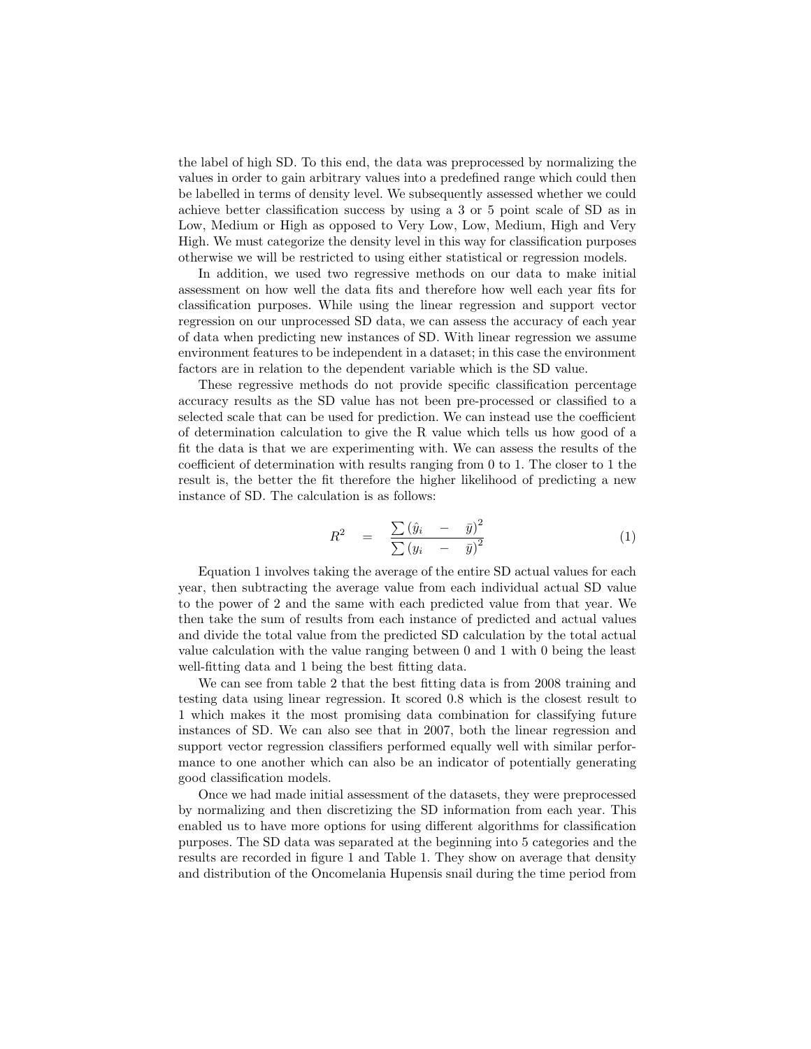the label of high SD. To this end, the data was preprocessed by normalizing the values in order to gain arbitrary values into a predefined range which could then be labelled in terms of density level. We subsequently assessed whether we could achieve better classification success by using a 3 or 5 point scale of SD as in Low, Medium or High as opposed to Very Low, Low, Medium, High and Very High. We must categorize the density level in this way for classification purposes otherwise we will be restricted to using either statistical or regression models.

In addition, we used two regressive methods on our data to make initial assessment on how well the data fits and therefore how well each year fits for classification purposes. While using the linear regression and support vector regression on our unprocessed SD data, we can assess the accuracy of each year of data when predicting new instances of SD. With linear regression we assume environment features to be independent in a dataset; in this case the environment factors are in relation to the dependent variable which is the SD value.

These regressive methods do not provide specific classification percentage accuracy results as the SD value has not been pre-processed or classified to a selected scale that can be used for prediction. We can instead use the coefficient of determination calculation to give the R value which tells us how good of a fit the data is that we are experimenting with. We can assess the results of the coefficient of determination with results ranging from 0 to 1. The closer to 1 the result is, the better the fit therefore the higher likelihood of predicting a new instance of SD. The calculation is as follows:

$$R^2 = \frac{\sum (\hat{y}_i - \bar{y})^2}{\sum (y_i - \bar{y})^2} \tag{1}$$

Equation 1 involves taking the average of the entire SD actual values for each year, then subtracting the average value from each individual actual SD value to the power of 2 and the same with each predicted value from that year. We then take the sum of results from each instance of predicted and actual values and divide the total value from the predicted SD calculation by the total actual value calculation with the value ranging between 0 and 1 with 0 being the least well-fitting data and 1 being the best fitting data.

We can see from table 2 that the best fitting data is from 2008 training and testing data using linear regression. It scored 0.8 which is the closest result to 1 which makes it the most promising data combination for classifying future instances of SD. We can also see that in 2007, both the linear regression and support vector regression classifiers performed equally well with similar performance to one another which can also be an indicator of potentially generating good classification models.

Once we had made initial assessment of the datasets, they were preprocessed by normalizing and then discretizing the SD information from each year. This enabled us to have more options for using different algorithms for classification purposes. The SD data was separated at the beginning into 5 categories and the results are recorded in figure 1 and Table 1. They show on average that density and distribution of the Oncomelania Hupensis snail during the time period from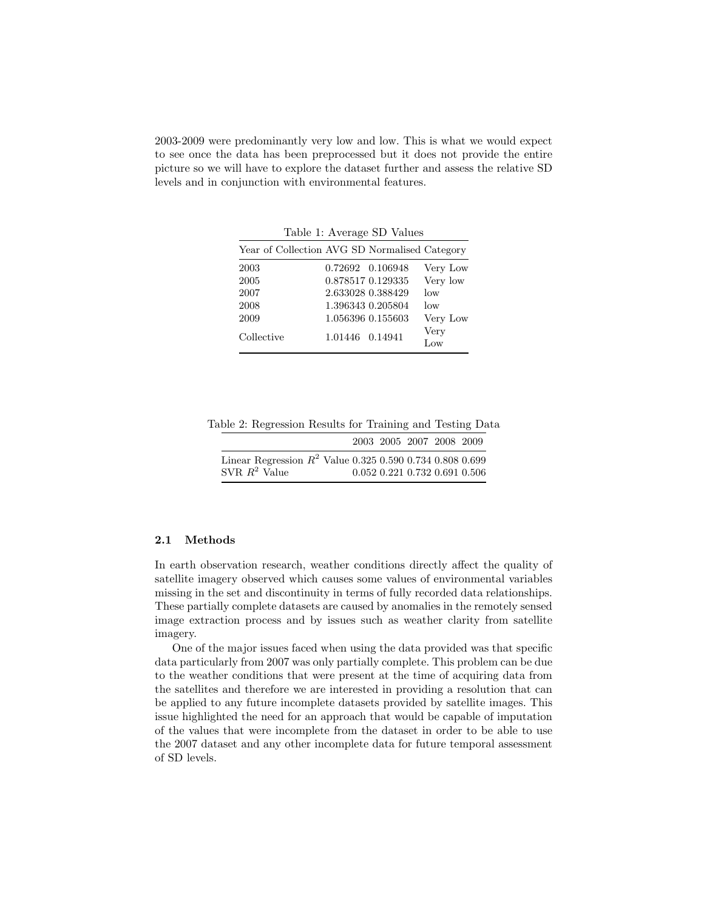2003-2009 were predominantly very low and low. This is what we would expect to see once the data has been preprocessed but it does not provide the entire picture so we will have to explore the dataset further and assess the relative SD levels and in conjunction with environmental features.

Table 1: Average SD Values

| Year of Collection | AVG SD | Normalised | Category |
|---|---|---|---|
| 2003 | 0.72692 | 0.106948 | Very Low |
| 2005 | 0.878517 | 0.129335 | Very low |
| 2007 | 2.633028 | 0.388429 | low |
| 2008 | 1.396343 | 0.205804 | low |
| 2009 | 1.056396 | 0.155603 | Very Low |
| Collective | 1.01446 | 0.14941 | Very Low |

Table 2: Regression Results for Training and Testing Data

| | 2003 | 2005 | 2007 | 2008 | 2009 |
|---|---|---|---|---|---|
| Linear Regression $R^2$ Value | 0.325 | 0.590 | 0.734 | 0.808 | 0.699 |
| SVR $R^2$ Value | 0.052 | 0.221 | 0.732 | 0.691 | 0.506 |

### 2.1 Methods

In earth observation research, weather conditions directly affect the quality of satellite imagery observed which causes some values of environmental variables missing in the set and discontinuity in terms of fully recorded data relationships. These partially complete datasets are caused by anomalies in the remotely sensed image extraction process and by issues such as weather clarity from satellite imagery.

One of the major issues faced when using the data provided was that specific data particularly from 2007 was only partially complete. This problem can be due to the weather conditions that were present at the time of acquiring data from the satellites and therefore we are interested in providing a resolution that can be applied to any future incomplete datasets provided by satellite images. This issue highlighted the need for an approach that would be capable of imputation of the values that were incomplete from the dataset in order to be able to use the 2007 dataset and any other incomplete data for future temporal assessment of SD levels.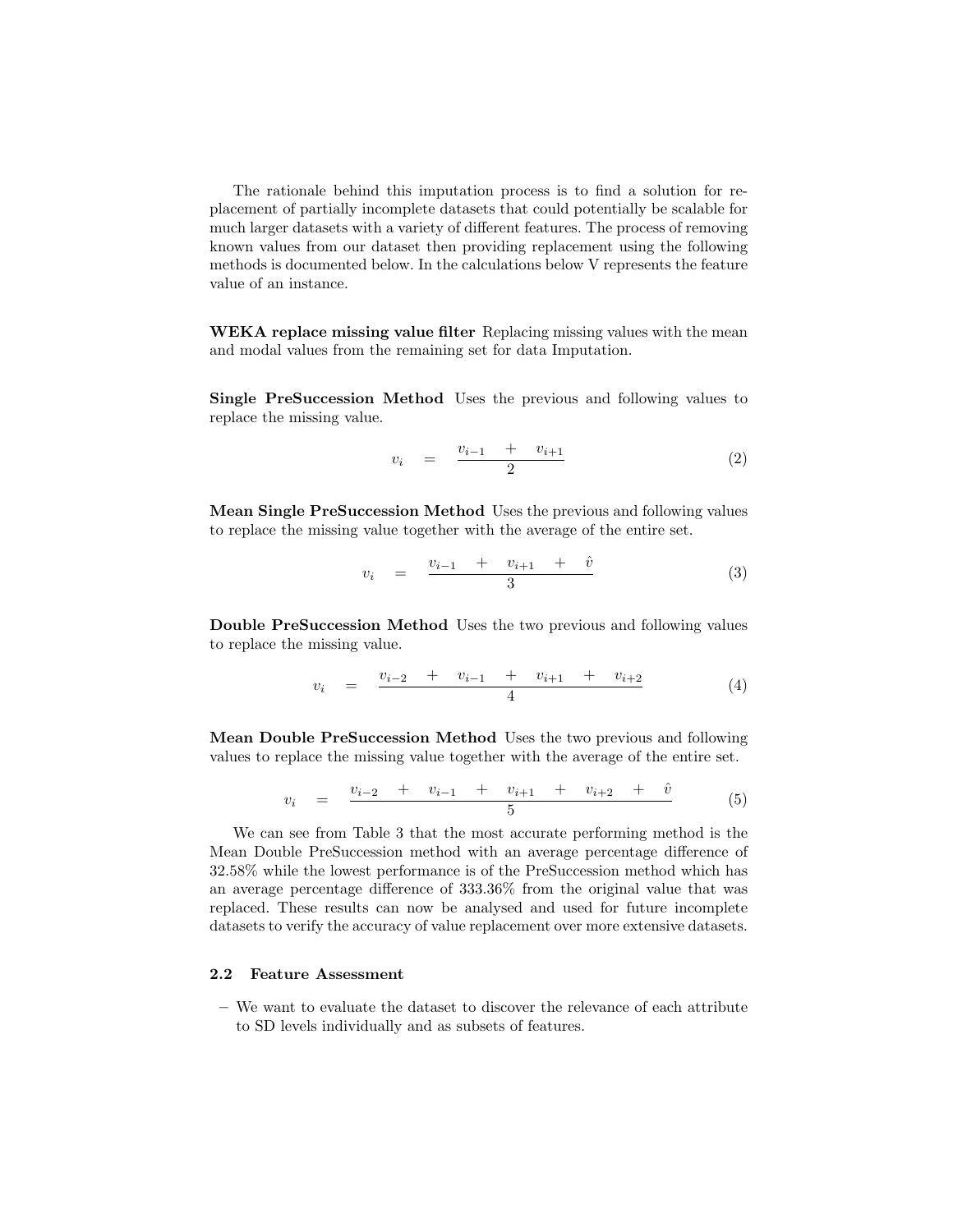The rationale behind this imputation process is to find a solution for replacement of partially incomplete datasets that could potentially be scalable for much larger datasets with a variety of different features. The process of removing known values from our dataset then providing replacement using the following methods is documented below. In the calculations below V represents the feature value of an instance.

**WEKA replace missing value filter** Replacing missing values with the mean and modal values from the remaining set for data Imputation.

**Single PreSuccession Method** Uses the previous and following values to replace the missing value.

$$v_i = \frac{v_{i-1} + v_{i+1}}{2} \tag{2}$$

**Mean Single PreSuccession Method** Uses the previous and following values to replace the missing value together with the average of the entire set.

$$v_i = \frac{v_{i-1} + v_{i+1} + \hat{v}}{3} \tag{3}$$

**Double PreSuccession Method** Uses the two previous and following values to replace the missing value.

$$v_i = \frac{v_{i-2} + v_{i-1} + v_{i+1} + v_{i+2}}{4} \tag{4}$$

**Mean Double PreSuccession Method** Uses the two previous and following values to replace the missing value together with the average of the entire set.

$$v_i = \frac{v_{i-2} + v_{i-1} + v_{i+1} + v_{i+2} + \hat{v}}{5} \tag{5}$$

We can see from Table 3 that the most accurate performing method is the Mean Double PreSuccession method with an average percentage difference of 32.58% while the lowest performance is of the PreSuccession method which has an average percentage difference of 333.36% from the original value that was replaced. These results can now be analysed and used for future incomplete datasets to verify the accuracy of value replacement over more extensive datasets.

### 2.2 Feature Assessment

- We want to evaluate the dataset to discover the relevance of each attribute to SD levels individually and as subsets of features.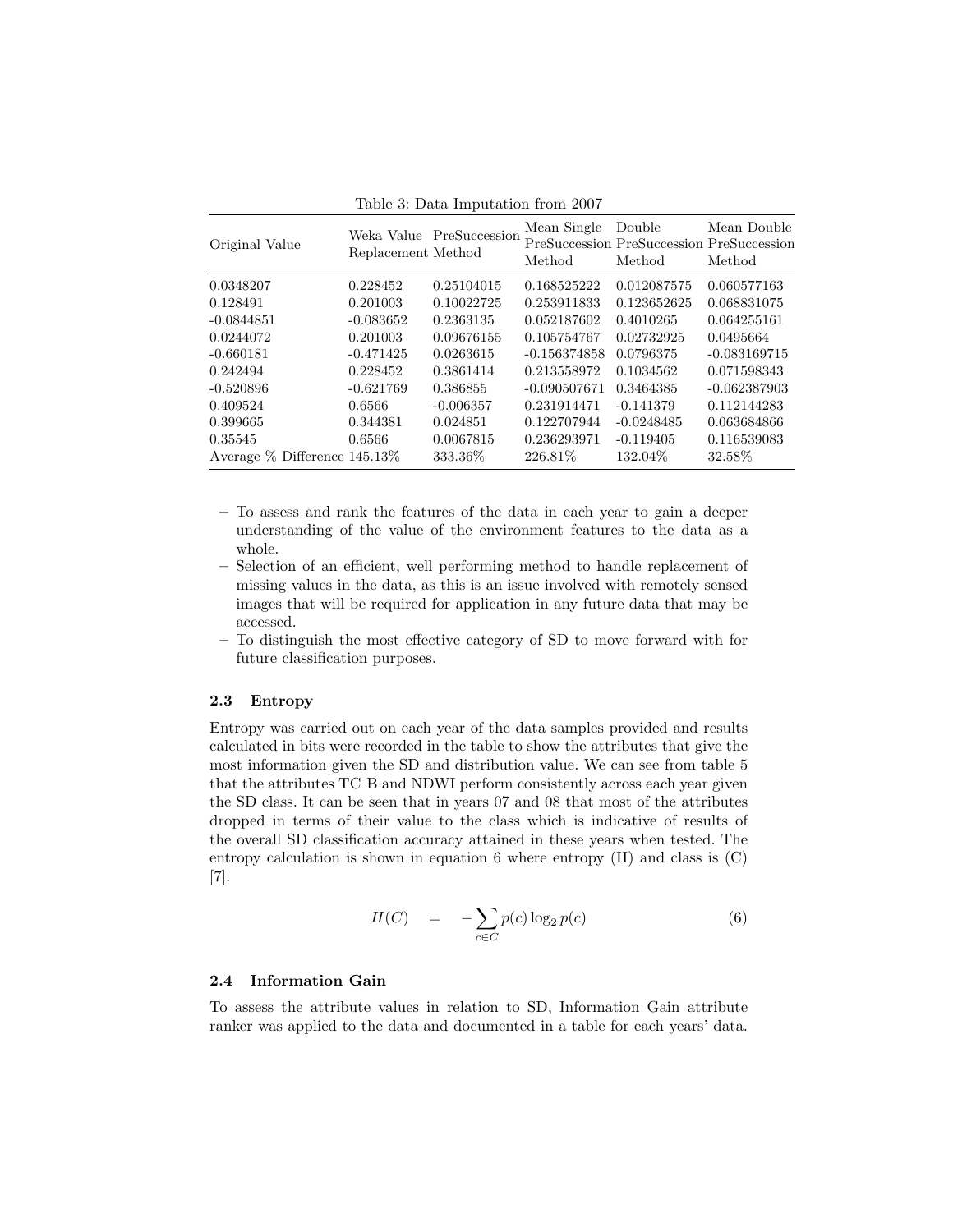Table 3: Data Imputation from 2007

| Original Value | Weka Value Replacement | PreSuccession Method | Mean Single PreSuccession Method | Double PreSuccession Method | Mean Double PreSuccession Method |
|---|---|---|---|---|---|
| 0.0348207 | 0.228452 | 0.25104015 | 0.168525222 | 0.012087575 | 0.060577163 |
| 0.128491 | 0.201003 | 0.10022725 | 0.253911833 | 0.123652625 | 0.068831075 |
| -0.0844851 | -0.083652 | 0.2363135 | 0.052187602 | 0.4010265 | 0.064255161 |
| 0.0244072 | 0.201003 | 0.09676155 | 0.105754767 | 0.02732925 | 0.0495664 |
| -0.660181 | -0.471425 | 0.0263615 | -0.156374858 | 0.0796375 | -0.083169715 |
| 0.242494 | 0.228452 | 0.3861414 | 0.213558972 | 0.1034562 | 0.071598343 |
| -0.520896 | -0.621769 | 0.386855 | -0.090507671 | 0.3464385 | -0.062387903 |
| 0.409524 | 0.6566 | -0.006357 | 0.231914471 | -0.141379 | 0.112144283 |
| 0.399665 | 0.344381 | 0.024851 | 0.122707944 | -0.0248485 | 0.063684866 |
| 0.35545 | 0.6566 | 0.0067815 | 0.236293971 | -0.119405 | 0.116539083 |
| Average % Difference | 145.13% | 333.36% | 226.81% | 132.04% | 32.58% |

- To assess and rank the features of the data in each year to gain a deeper understanding of the value of the environment features to the data as a whole.
- Selection of an efficient, well performing method to handle replacement of missing values in the data, as this is an issue involved with remotely sensed images that will be required for application in any future data that may be accessed.
- To distinguish the most effective category of SD to move forward with for future classification purposes.

### 2.3 Entropy

Entropy was carried out on each year of the data samples provided and results calculated in bits were recorded in the table to show the attributes that give the most information given the SD and distribution value. We can see from table 5 that the attributes TC_B and NDWI perform consistently across each year given the SD class. It can be seen that in years 07 and 08 that most of the attributes dropped in terms of their value to the class which is indicative of results of the overall SD classification accuracy attained in these years when tested. The entropy calculation is shown in equation 6 where entropy (H) and class is (C) [7].

$$H(C) \quad = \quad -\sum_{c \in C} p(c) \log_2 p(c) \tag{6}$$

### 2.4 Information Gain

To assess the attribute values in relation to SD, Information Gain attribute ranker was applied to the data and documented in a table for each years' data.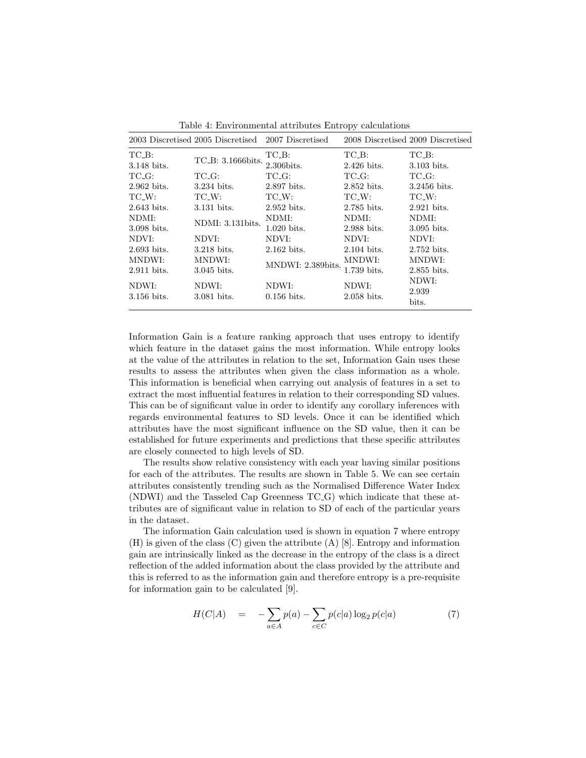Table 4: Environmental attributes Entropy calculations

| 2003 Discretised | 2005 Discretised | 2007 Discretised | 2008 Discretised | 2009 Discretised |
|---|---|---|---|---|
| TC_B: 3.148 bits. | TC_B: 3.1666bits. | TC_B: 2.306bits. | TC_B: 2.426 bits. | TC_B: 3.103 bits. |
| TC_G: 2.962 bits. | TC_G: 3.234 bits. | TC_G: 2.897 bits. | TC_G: 2.852 bits. | TC_G: 3.2456 bits. |
| TC_W: 2.643 bits. | TC_W: 3.131 bits. | TC_W: 2.952 bits. | TC_W: 2.785 bits. | TC_W: 2.921 bits. |
| NDMI: 3.098 bits. | NDMI: 3.131bits. | NDMI: 1.020 bits. | NDMI: 2.988 bits. | NDMI: 3.095 bits. |
| NDVI: 2.693 bits. | NDVI: 3.218 bits. | NDVI: 2.162 bits. | NDVI: 2.104 bits. | NDVI: 2.752 bits. |
| MNDWI: 2.911 bits. | MNDWI: 3.045 bits. | MNDWI: 2.389bits. | MNDWI: 1.739 bits. | MNDWI: 2.855 bits. |
| NDWI: 3.156 bits. | NDWI: 3.081 bits. | NDWI: 0.156 bits. | NDWI: 2.058 bits. | NDWI: 2.939 bits. |

Information Gain is a feature ranking approach that uses entropy to identify which feature in the dataset gains the most information. While entropy looks at the value of the attributes in relation to the set, Information Gain uses these results to assess the attributes when given the class information as a whole. This information is beneficial when carrying out analysis of features in a set to extract the most influential features in relation to their corresponding SD values. This can be of significant value in order to identify any corollary inferences with regards environmental features to SD levels. Once it can be identified which attributes have the most significant influence on the SD value, then it can be established for future experiments and predictions that these specific attributes are closely connected to high levels of SD.

The results show relative consistency with each year having similar positions for each of the attributes. The results are shown in Table 5. We can see certain attributes consistently trending such as the Normalised Difference Water Index (NDWI) and the Tasseled Cap Greenness TC_G) which indicate that these attributes are of significant value in relation to SD of each of the particular years in the dataset.

The information Gain calculation used is shown in equation 7 where entropy (H) is given of the class (C) given the attribute (A) [8]. Entropy and information gain are intrinsically linked as the decrease in the entropy of the class is a direct reflection of the added information about the class provided by the attribute and this is referred to as the information gain and therefore entropy is a pre-requisite for information gain to be calculated [9].

$$H(C|A) \quad = \quad -\sum_{a \in A} p(a) - \sum_{c \in C} p(c|a) \log_2 p(c|a) \tag{7}$$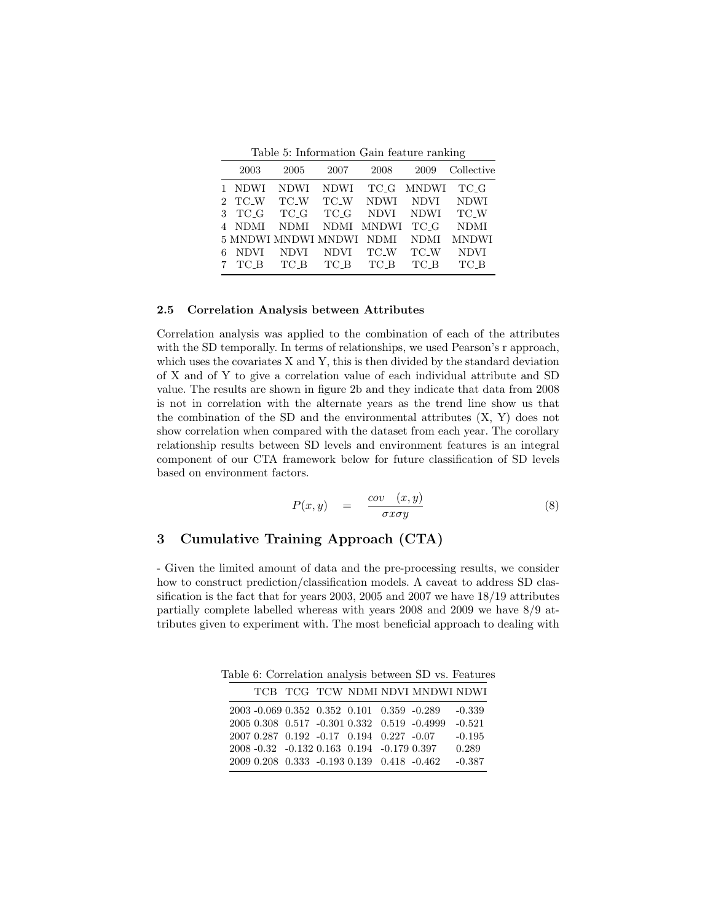Table 5: Information Gain feature ranking

| | 2003 | 2005 | 2007 | 2008 | 2009 | Collective |
|---|---|---|---|---|---|---|
| 1 | NDWI | NDWI | NDWI | TC_G | MNDWI | TC_G |
| 2 | TC_W | TC_W | TC_W | NDWI | NDVI | NDWI |
| 3 | TC_G | TC_G | TC_G | NDVI | NDWI | TC_W |
| 4 | NDMI | NDMI | NDMI | MNDWI | TC_G | NDMI |
| 5 | MNDWI | MNDWI | MNDWI | NDMI | NDMI | MNDWI |
| 6 | NDVI | NDVI | NDVI | TC_W | TC_W | NDVI |
| 7 | TC_B | TC_B | TC_B | TC_B | TC_B | TC_B |

### 2.5 Correlation Analysis between Attributes

Correlation analysis was applied to the combination of each of the attributes with the SD temporally. In terms of relationships, we used Pearson's r approach, which uses the covariates X and Y, this is then divided by the standard deviation of X and of Y to give a correlation value of each individual attribute and SD value. The results are shown in figure 2b and they indicate that data from 2008 is not in correlation with the alternate years as the trend line show us that the combination of the SD and the environmental attributes (X, Y) does not show correlation when compared with the dataset from each year. The corollary relationship results between SD levels and environment features is an integral component of our CTA framework below for future classification of SD levels based on environment factors.

$$P(x, y) \quad = \quad \frac{cov \quad (x, y)}{\sigma x \sigma y} \tag{8}$$

## 3 Cumulative Training Approach (CTA)

- Given the limited amount of data and the pre-processing results, we consider how to construct prediction/classification models. A caveat to address SD classification is the fact that for years 2003, 2005 and 2007 we have 18/19 attributes partially complete labelled whereas with years 2008 and 2009 we have 8/9 attributes given to experiment with. The most beneficial approach to dealing with

Table 6: Correlation analysis between SD vs. Features

| | TCB | TCG | TCW | NDMI | NDVI | MNDWI | NDWI |
|---|---|---|---|---|---|---|---|
| 2003 | -0.069 | 0.352 | 0.352 | 0.101 | 0.359 | -0.289 | -0.339 |
| 2005 | 0.308 | 0.517 | -0.301 | 0.332 | 0.519 | -0.4999 | -0.521 |
| 2007 | 0.287 | 0.192 | -0.17 | 0.194 | 0.227 | -0.07 | -0.195 |
| 2008 | -0.32 | -0.132 | 0.163 | 0.194 | -0.179 | 0.397 | 0.289 |
| 2009 | 0.208 | 0.333 | -0.193 | 0.139 | 0.418 | -0.462 | -0.387 |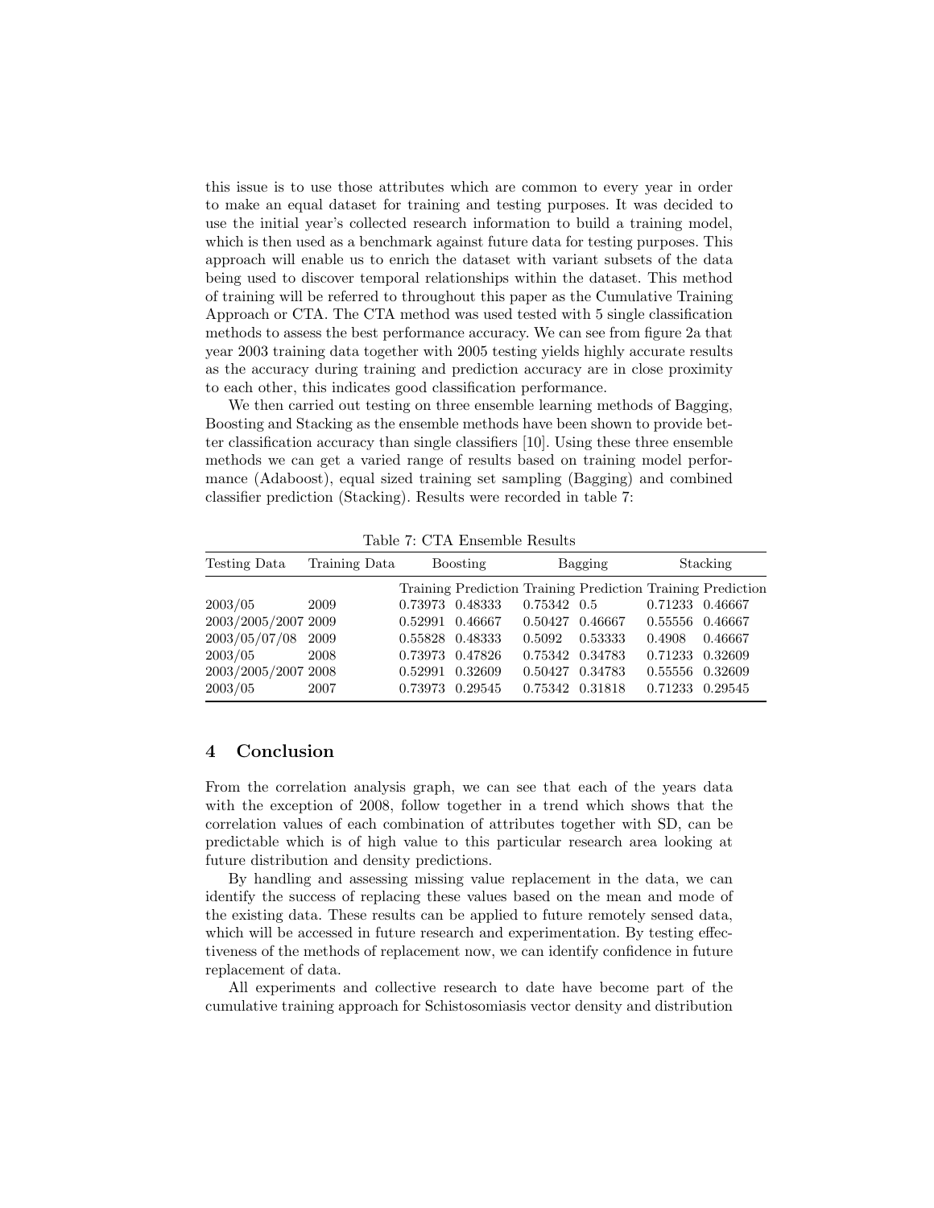this issue is to use those attributes which are common to every year in order to make an equal dataset for training and testing purposes. It was decided to use the initial year's collected research information to build a training model, which is then used as a benchmark against future data for testing purposes. This approach will enable us to enrich the dataset with variant subsets of the data being used to discover temporal relationships within the dataset. This method of training will be referred to throughout this paper as the Cumulative Training Approach or CTA. The CTA method was used tested with 5 single classification methods to assess the best performance accuracy. We can see from figure 2a that year 2003 training data together with 2005 testing yields highly accurate results as the accuracy during training and prediction accuracy are in close proximity to each other, this indicates good classification performance.

We then carried out testing on three ensemble learning methods of Bagging, Boosting and Stacking as the ensemble methods have been shown to provide better classification accuracy than single classifiers [10]. Using these three ensemble methods we can get a varied range of results based on training model performance (Adaboost), equal sized training set sampling (Bagging) and combined classifier prediction (Stacking). Results were recorded in table 7:

Table 7: CTA Ensemble Results

| Testing Data | Training Data | Boosting | | Bagging | | Stacking | |
|---|---|---|---|---|---|---|---|
| | | Training | Prediction | Training | Prediction | Training | Prediction |
| 2003/05 | 2009 | 0.73973 | 0.48333 | 0.75342 | 0.5 | 0.71233 | 0.46667 |
| 2003/2005/2007 | 2009 | 0.52991 | 0.46667 | 0.50427 | 0.46667 | 0.55556 | 0.46667 |
| 2003/05/07/08 | 2009 | 0.55828 | 0.48333 | 0.5092 | 0.53333 | 0.4908 | 0.46667 |
| 2003/05 | 2008 | 0.73973 | 0.47826 | 0.75342 | 0.34783 | 0.71233 | 0.32609 |
| 2003/2005/2007 | 2008 | 0.52991 | 0.32609 | 0.50427 | 0.34783 | 0.55556 | 0.32609 |
| 2003/05 | 2007 | 0.73973 | 0.29545 | 0.75342 | 0.31818 | 0.71233 | 0.29545 |

## 4 Conclusion

From the correlation analysis graph, we can see that each of the years data with the exception of 2008, follow together in a trend which shows that the correlation values of each combination of attributes together with SD, can be predictable which is of high value to this particular research area looking at future distribution and density predictions.

By handling and assessing missing value replacement in the data, we can identify the success of replacing these values based on the mean and mode of the existing data. These results can be applied to future remotely sensed data, which will be accessed in future research and experimentation. By testing effectiveness of the methods of replacement now, we can identify confidence in future replacement of data.

All experiments and collective research to date have become part of the cumulative training approach for Schistosomiasis vector density and distribution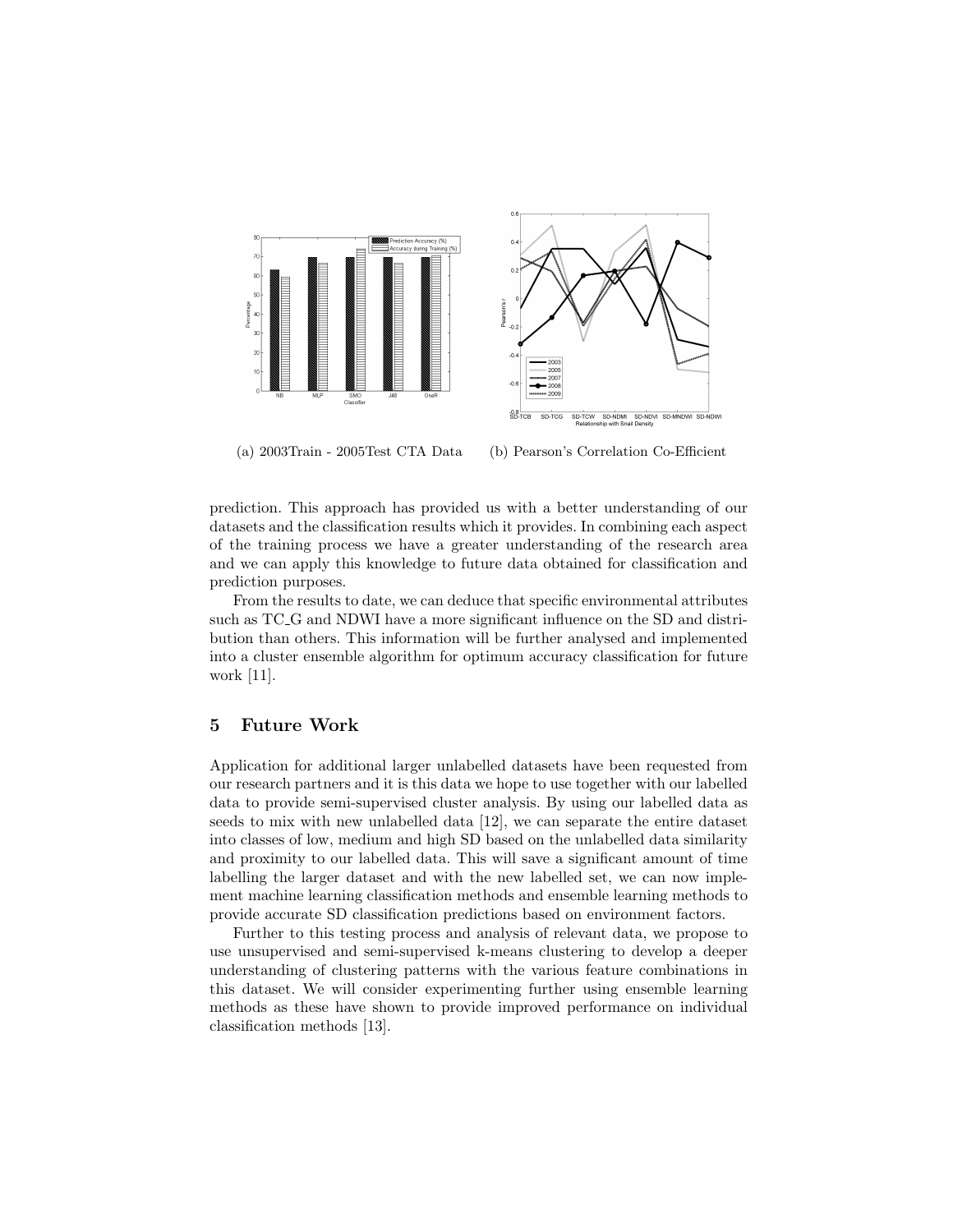(a) 2003Train - 2005Test CTA Data

(b) Pearson's Correlation Co-Efficient

prediction. This approach has provided us with a better understanding of our datasets and the classification results which it provides. In combining each aspect of the training process we have a greater understanding of the research area and we can apply this knowledge to future data obtained for classification and prediction purposes.

From the results to date, we can deduce that specific environmental attributes such as TC_G and NDWI have a more significant influence on the SD and distribution than others. This information will be further analysed and implemented into a cluster ensemble algorithm for optimum accuracy classification for future work [11].

## 5 Future Work

Application for additional larger unlabelled datasets have been requested from our research partners and it is this data we hope to use together with our labelled data to provide semi-supervised cluster analysis. By using our labelled data as seeds to mix with new unlabelled data [12], we can separate the entire dataset into classes of low, medium and high SD based on the unlabelled data similarity and proximity to our labelled data. This will save a significant amount of time labelling the larger dataset and with the new labelled set, we can now implement machine learning classification methods and ensemble learning methods to provide accurate SD classification predictions based on environment factors.

Further to this testing process and analysis of relevant data, we propose to use unsupervised and semi-supervised k-means clustering to develop a deeper understanding of clustering patterns with the various feature combinations in this dataset. We will consider experimenting further using ensemble learning methods as these have shown to provide improved performance on individual classification methods [13].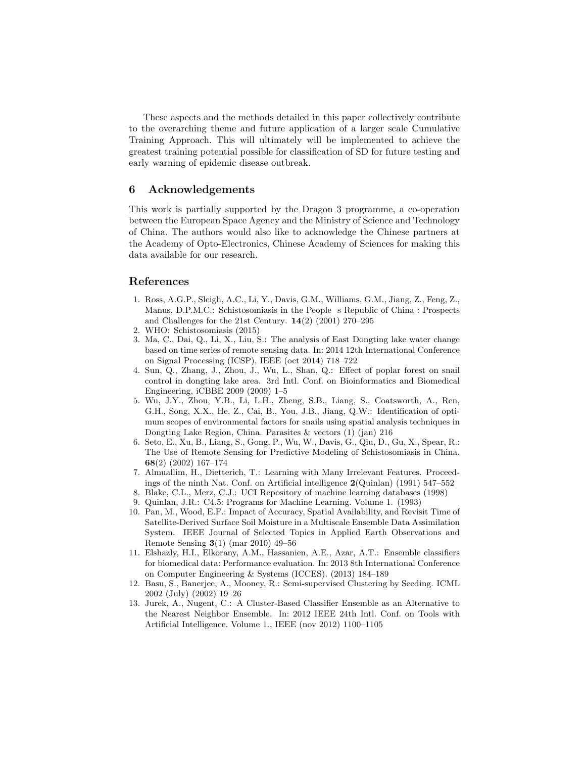These aspects and the methods detailed in this paper collectively contribute to the overarching theme and future application of a larger scale Cumulative Training Approach. This will ultimately will be implemented to achieve the greatest training potential possible for classification of SD for future testing and early warning of epidemic disease outbreak.

## 6 Acknowledgements

This work is partially supported by the Dragon 3 programme, a co-operation between the European Space Agency and the Ministry of Science and Technology of China. The authors would also like to acknowledge the Chinese partners at the Academy of Opto-Electronics, Chinese Academy of Sciences for making this data available for our research.

## References

1. Ross, A.G.P., Sleigh, A.C., Li, Y., Davis, G.M., Williams, G.M., Jiang, Z., Feng, Z., Manus, D.P.M.C.: Schistosomiasis in the People s Republic of China : Prospects and Challenges for the 21st Century. **14**(2) (2001) 270–295
2. WHO: Schistosomiasis (2015)
3. Ma, C., Dai, Q., Li, X., Liu, S.: The analysis of East Dongting lake water change based on time series of remote sensing data. In: 2014 12th International Conference on Signal Processing (ICSP), IEEE (oct 2014) 718–722
4. Sun, Q., Zhang, J., Zhou, J., Wu, L., Shan, Q.: Effect of poplar forest on snail control in dongting lake area. 3rd Intl. Conf. on Bioinformatics and Biomedical Engineering, iCBBE 2009 (2009) 1–5
5. Wu, J.Y., Zhou, Y.B., Li, L.H., Zheng, S.B., Liang, S., Coatsworth, A., Ren, G.H., Song, X.X., He, Z., Cai, B., You, J.B., Jiang, Q.W.: Identification of optimum scopes of environmental factors for snails using spatial analysis techniques in Dongting Lake Region, China. Parasites & vectors (1) (jan) 216
6. Seto, E., Xu, B., Liang, S., Gong, P., Wu, W., Davis, G., Qiu, D., Gu, X., Spear, R.: The Use of Remote Sensing for Predictive Modeling of Schistosomiasis in China. **68**(2) (2002) 167–174
7. Almuallim, H., Dietterich, T.: Learning with Many Irrelevant Features. Proceedings of the ninth Nat. Conf. on Artificial intelligence **2**(Quinlan) (1991) 547–552
8. Blake, C.L., Merz, C.J.: UCI Repository of machine learning databases (1998)
9. Quinlan, J.R.: C4.5: Programs for Machine Learning. Volume 1. (1993)
10. Pan, M., Wood, E.F.: Impact of Accuracy, Spatial Availability, and Revisit Time of Satellite-Derived Surface Soil Moisture in a Multiscale Ensemble Data Assimilation System. IEEE Journal of Selected Topics in Applied Earth Observations and Remote Sensing **3**(1) (mar 2010) 49–56
11. Elshazly, H.I., Elkorany, A.M., Hassanien, A.E., Azar, A.T.: Ensemble classifiers for biomedical data: Performance evaluation. In: 2013 8th International Conference on Computer Engineering & Systems (ICCES). (2013) 184–189
12. Basu, S., Banerjee, A., Mooney, R.: Semi-supervised Clustering by Seeding. ICML 2002 (July) (2002) 19–26
13. Jurek, A., Nugent, C.: A Cluster-Based Classifier Ensemble as an Alternative to the Nearest Neighbor Ensemble. In: 2012 IEEE 24th Intl. Conf. on Tools with Artificial Intelligence. Volume 1., IEEE (nov 2012) 1100–1105